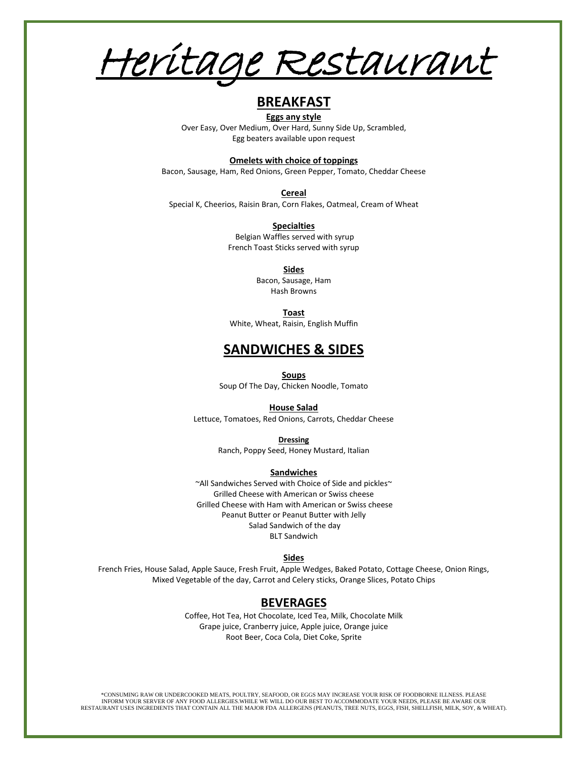# Heritage Restaurant

## BREAKFAST

**Eggs any style**

Over Easy, Over Medium, Over Hard, Sunny Side Up, Scrambled,
Egg beaters available upon request

**Omelets with choice of toppings**

Bacon, Sausage, Ham, Red Onions, Green Pepper, Tomato, Cheddar Cheese

**Cereal**

Special K, Cheerios, Raisin Bran, Corn Flakes, Oatmeal, Cream of Wheat

**Specialties**

Belgian Waffles served with syrup
French Toast Sticks served with syrup

**Sides**

Bacon, Sausage, Ham
Hash Browns

**Toast**

White, Wheat, Raisin, English Muffin

## SANDWICHES & SIDES

**Soups**

Soup Of The Day, Chicken Noodle, Tomato

**House Salad**

Lettuce, Tomatoes, Red Onions, Carrots, Cheddar Cheese

**Dressing**

Ranch, Poppy Seed, Honey Mustard, Italian

**Sandwiches**

~All Sandwiches Served with Choice of Side and pickles~
Grilled Cheese with American or Swiss cheese
Grilled Cheese with Ham with American or Swiss cheese
Peanut Butter or Peanut Butter with Jelly
Salad Sandwich of the day
BLT Sandwich

**Sides**

French Fries, House Salad, Apple Sauce, Fresh Fruit, Apple Wedges, Baked Potato, Cottage Cheese, Onion Rings, Mixed Vegetable of the day, Carrot and Celery sticks, Orange Slices, Potato Chips

## BEVERAGES

Coffee, Hot Tea, Hot Chocolate, Iced Tea, Milk, Chocolate Milk
Grape juice, Cranberry juice, Apple juice, Orange juice
Root Beer, Coca Cola, Diet Coke, Sprite

*CONSUMING RAW OR UNDERCOOKED MEATS, POULTRY, SEAFOOD, OR EGGS MAY INCREASE YOUR RISK OF FOODBORNE ILLNESS. PLEASE INFORM YOUR SERVER OF ANY FOOD ALLERGIES.WHILE WE WILL DO OUR BEST TO ACCOMMODATE YOUR NEEDS, PLEASE BE AWARE OUR RESTAURANT USES INGREDIENTS THAT CONTAIN ALL THE MAJOR FDA ALLERGENS (PEANUTS, TREE NUTS, EGGS, FISH, SHELLFISH, MILK, SOY, & WHEAT).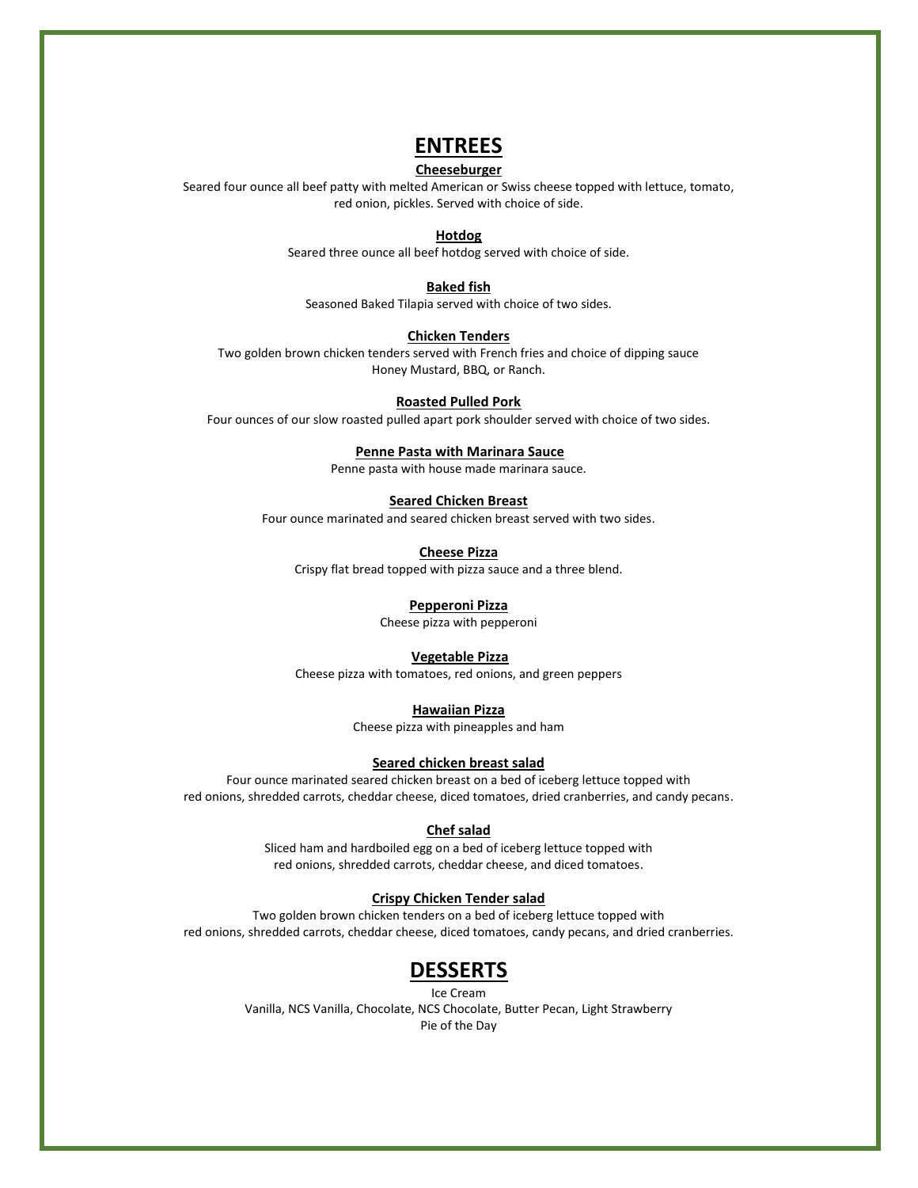# ENTREES

### Cheeseburger

Seared four ounce all beef patty with melted American or Swiss cheese topped with lettuce, tomato, red onion, pickles. Served with choice of side.

### Hotdog

Seared three ounce all beef hotdog served with choice of side.

### Baked fish

Seasoned Baked Tilapia served with choice of two sides.

### Chicken Tenders

Two golden brown chicken tenders served with French fries and choice of dipping sauce Honey Mustard, BBQ, or Ranch.

### Roasted Pulled Pork

Four ounces of our slow roasted pulled apart pork shoulder served with choice of two sides.

### Penne Pasta with Marinara Sauce

Penne pasta with house made marinara sauce.

### Seared Chicken Breast

Four ounce marinated and seared chicken breast served with two sides.

### Cheese Pizza

Crispy flat bread topped with pizza sauce and a three blend.

### Pepperoni Pizza

Cheese pizza with pepperoni

### Vegetable Pizza

Cheese pizza with tomatoes, red onions, and green peppers

### Hawaiian Pizza

Cheese pizza with pineapples and ham

### Seared chicken breast salad

Four ounce marinated seared chicken breast on a bed of iceberg lettuce topped with red onions, shredded carrots, cheddar cheese, diced tomatoes, dried cranberries, and candy pecans.

### Chef salad

Sliced ham and hardboiled egg on a bed of iceberg lettuce topped with red onions, shredded carrots, cheddar cheese, and diced tomatoes.

### Crispy Chicken Tender salad

Two golden brown chicken tenders on a bed of iceberg lettuce topped with red onions, shredded carrots, cheddar cheese, diced tomatoes, candy pecans, and dried cranberries.

# DESSERTS

Ice Cream

Vanilla, NCS Vanilla, Chocolate, NCS Chocolate, Butter Pecan, Light Strawberry

Pie of the Day